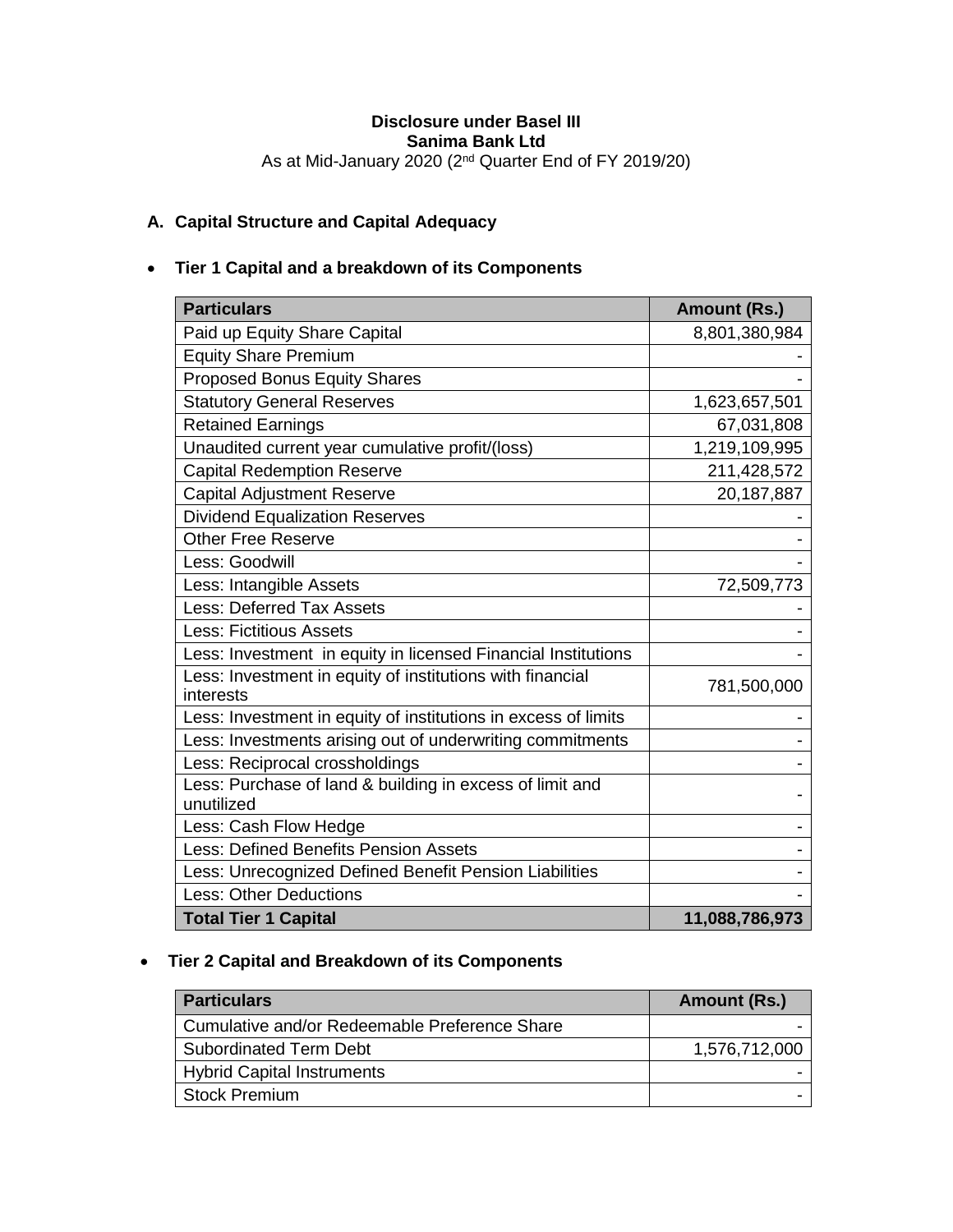**Disclosure under Basel III**
**Sanima Bank Ltd**
As at Mid-January 2020 (2nd Quarter End of FY 2019/20)

## A. Capital Structure and Capital Adequacy

- **Tier 1 Capital and a breakdown of its Components**

| Particulars | Amount (Rs.) |
|---|---|
| Paid up Equity Share Capital | 8,801,380,984 |
| Equity Share Premium | - |
| Proposed Bonus Equity Shares | - |
| Statutory General Reserves | 1,623,657,501 |
| Retained Earnings | 67,031,808 |
| Unaudited current year cumulative profit/(loss) | 1,219,109,995 |
| Capital Redemption Reserve | 211,428,572 |
| Capital Adjustment Reserve | 20,187,887 |
| Dividend Equalization Reserves | - |
| Other Free Reserve | - |
| Less: Goodwill | - |
| Less: Intangible Assets | 72,509,773 |
| Less: Deferred Tax Assets | - |
| Less: Fictitious Assets | - |
| Less: Investment in equity in licensed Financial Institutions | - |
| Less: Investment in equity of institutions with financial interests | 781,500,000 |
| Less: Investment in equity of institutions in excess of limits | - |
| Less: Investments arising out of underwriting commitments | - |
| Less: Reciprocal crossholdings | - |
| Less: Purchase of land & building in excess of limit and unutilized | - |
| Less: Cash Flow Hedge | - |
| Less: Defined Benefits Pension Assets | - |
| Less: Unrecognized Defined Benefit Pension Liabilities | - |
| Less: Other Deductions | - |
| **Total Tier 1 Capital** | **11,088,786,973** |

- **Tier 2 Capital and Breakdown of its Components**

| Particulars | Amount (Rs.) |
|---|---|
| Cumulative and/or Redeemable Preference Share | - |
| Subordinated Term Debt | 1,576,712,000 |
| Hybrid Capital Instruments | - |
| Stock Premium | - |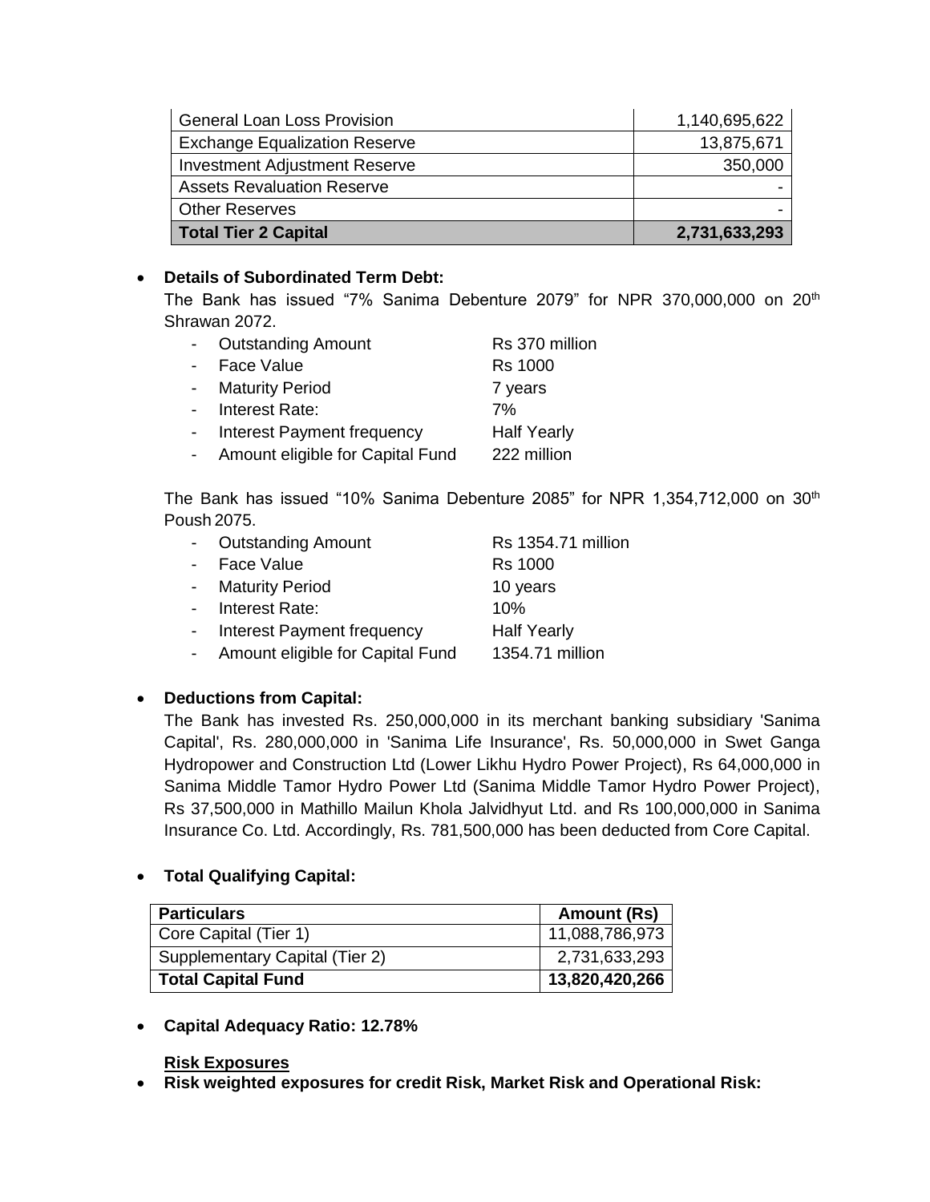| General Loan Loss Provision | 1,140,695,622 |
|---|---|
| Exchange Equalization Reserve | 13,875,671 |
| Investment Adjustment Reserve | 350,000 |
| Assets Revaluation Reserve | - |
| Other Reserves | - |
| **Total Tier 2 Capital** | **2,731,633,293** |

- **Details of Subordinated Term Debt:**

  The Bank has issued "7% Sanima Debenture 2079" for NPR 370,000,000 on 20th Shrawan 2072.

  - Outstanding Amount Rs 370 million
  - Face Value Rs 1000
  - Maturity Period 7 years
  - Interest Rate: 7%
  - Interest Payment frequency Half Yearly
  - Amount eligible for Capital Fund 222 million

  The Bank has issued "10% Sanima Debenture 2085" for NPR 1,354,712,000 on 30th Poush 2075.

  - Outstanding Amount Rs 1354.71 million
  - Face Value Rs 1000
  - Maturity Period 10 years
  - Interest Rate: 10%
  - Interest Payment frequency Half Yearly
  - Amount eligible for Capital Fund 1354.71 million

- **Deductions from Capital:**

  The Bank has invested Rs. 250,000,000 in its merchant banking subsidiary 'Sanima Capital', Rs. 280,000,000 in 'Sanima Life Insurance', Rs. 50,000,000 in Swet Ganga Hydropower and Construction Ltd (Lower Likhu Hydro Power Project), Rs 64,000,000 in Sanima Middle Tamor Hydro Power Ltd (Sanima Middle Tamor Hydro Power Project), Rs 37,500,000 in Mathillo Mailun Khola Jalvidhyut Ltd. and Rs 100,000,000 in Sanima Insurance Co. Ltd. Accordingly, Rs. 781,500,000 has been deducted from Core Capital.

- **Total Qualifying Capital:**

| Particulars | Amount (Rs) |
|---|---|
| Core Capital (Tier 1) | 11,088,786,973 |
| Supplementary Capital (Tier 2) | 2,731,633,293 |
| **Total Capital Fund** | **13,820,420,266** |

- **Capital Adequacy Ratio: 12.78%**

**Risk Exposures**

- **Risk weighted exposures for credit Risk, Market Risk and Operational Risk:**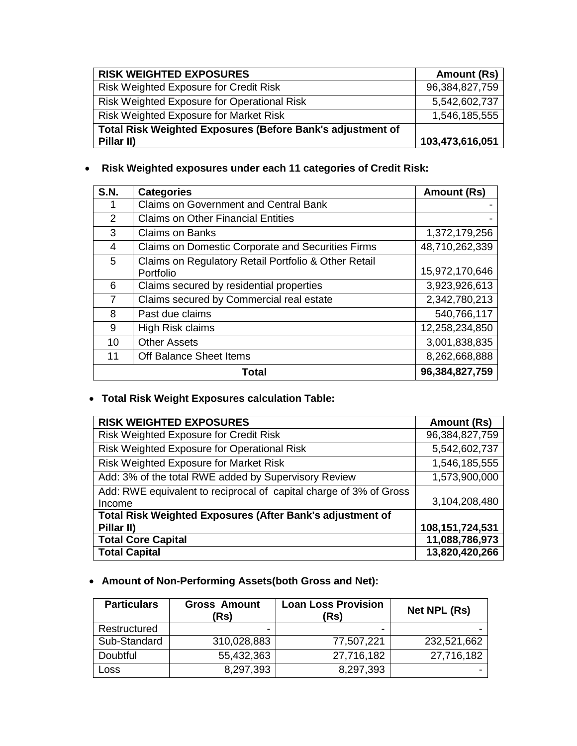| RISK WEIGHTED EXPOSURES | Amount (Rs) |
|---|---|
| Risk Weighted Exposure for Credit Risk | 96,384,827,759 |
| Risk Weighted Exposure for Operational Risk | 5,542,602,737 |
| Risk Weighted Exposure for Market Risk | 1,546,185,555 |
| **Total Risk Weighted Exposures (Before Bank's adjustment of Pillar II)** | **103,473,616,051** |

- **Risk Weighted exposures under each 11 categories of Credit Risk:**

| S.N. | Categories | Amount (Rs) |
|---|---|---|
| 1 | Claims on Government and Central Bank | - |
| 2 | Claims on Other Financial Entities | - |
| 3 | Claims on Banks | 1,372,179,256 |
| 4 | Claims on Domestic Corporate and Securities Firms | 48,710,262,339 |
| 5 | Claims on Regulatory Retail Portfolio & Other Retail Portfolio | 15,972,170,646 |
| 6 | Claims secured by residential properties | 3,923,926,613 |
| 7 | Claims secured by Commercial real estate | 2,342,780,213 |
| 8 | Past due claims | 540,766,117 |
| 9 | High Risk claims | 12,258,234,850 |
| 10 | Other Assets | 3,001,838,835 |
| 11 | Off Balance Sheet Items | 8,262,668,888 |
| | **Total** | **96,384,827,759** |

- **Total Risk Weight Exposures calculation Table:**

| RISK WEIGHTED EXPOSURES | Amount (Rs) |
|---|---|
| Risk Weighted Exposure for Credit Risk | 96,384,827,759 |
| Risk Weighted Exposure for Operational Risk | 5,542,602,737 |
| Risk Weighted Exposure for Market Risk | 1,546,185,555 |
| Add: 3% of the total RWE added by Supervisory Review | 1,573,900,000 |
| Add: RWE equivalent to reciprocal of capital charge of 3% of Gross Income | 3,104,208,480 |
| **Total Risk Weighted Exposures (After Bank's adjustment of Pillar II)** | **108,151,724,531** |
| **Total Core Capital** | **11,088,786,973** |
| **Total Capital** | **13,820,420,266** |

- **Amount of Non-Performing Assets(both Gross and Net):**

| Particulars | Gross Amount (Rs) | Loan Loss Provision (Rs) | Net NPL (Rs) |
|---|---|---|---|
| Restructured | - | - | - |
| Sub-Standard | 310,028,883 | 77,507,221 | 232,521,662 |
| Doubtful | 55,432,363 | 27,716,182 | 27,716,182 |
| Loss | 8,297,393 | 8,297,393 | - |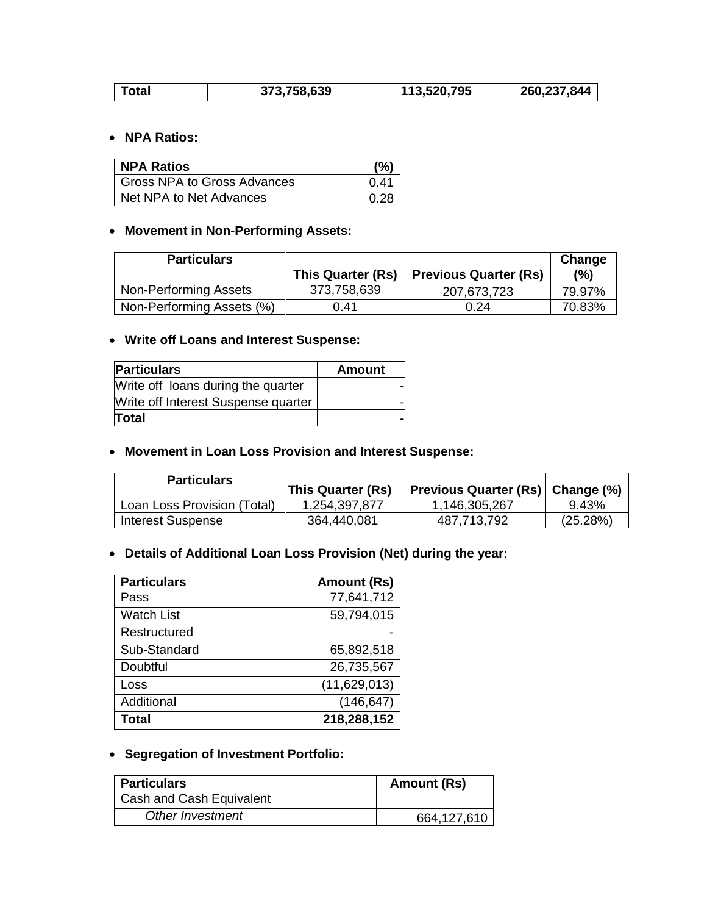| Total | 373,758,639 | 113,520,795 | 260,237,844 |
|---|---|---|---|

- **NPA Ratios:**

| NPA Ratios | (%) |
|---|---|
| Gross NPA to Gross Advances | 0.41 |
| Net NPA to Net Advances | 0.28 |

- **Movement in Non-Performing Assets:**

| Particulars | This Quarter (Rs) | Previous Quarter (Rs) | Change (%) |
|---|---|---|---|
| Non-Performing Assets | 373,758,639 | 207,673,723 | 79.97% |
| Non-Performing Assets (%) | 0.41 | 0.24 | 70.83% |

- **Write off Loans and Interest Suspense:**

| Particulars | Amount |
|---|---|
| Write off loans during the quarter | - |
| Write off Interest Suspense quarter | - |
| **Total** | **-** |

- **Movement in Loan Loss Provision and Interest Suspense:**

| Particulars | This Quarter (Rs) | Previous Quarter (Rs) | Change (%) |
|---|---|---|---|
| Loan Loss Provision (Total) | 1,254,397,877 | 1,146,305,267 | 9.43% |
| Interest Suspense | 364,440,081 | 487,713,792 | (25.28%) |

- **Details of Additional Loan Loss Provision (Net) during the year:**

| Particulars | Amount (Rs) |
|---|---|
| Pass | 77,641,712 |
| Watch List | 59,794,015 |
| Restructured | - |
| Sub-Standard | 65,892,518 |
| Doubtful | 26,735,567 |
| Loss | (11,629,013) |
| Additional | (146,647) |
| **Total** | **218,288,152** |

- **Segregation of Investment Portfolio:**

| Particulars | Amount (Rs) |
|---|---|
| Cash and Cash Equivalent | |
| *Other Investment* | 664,127,610 |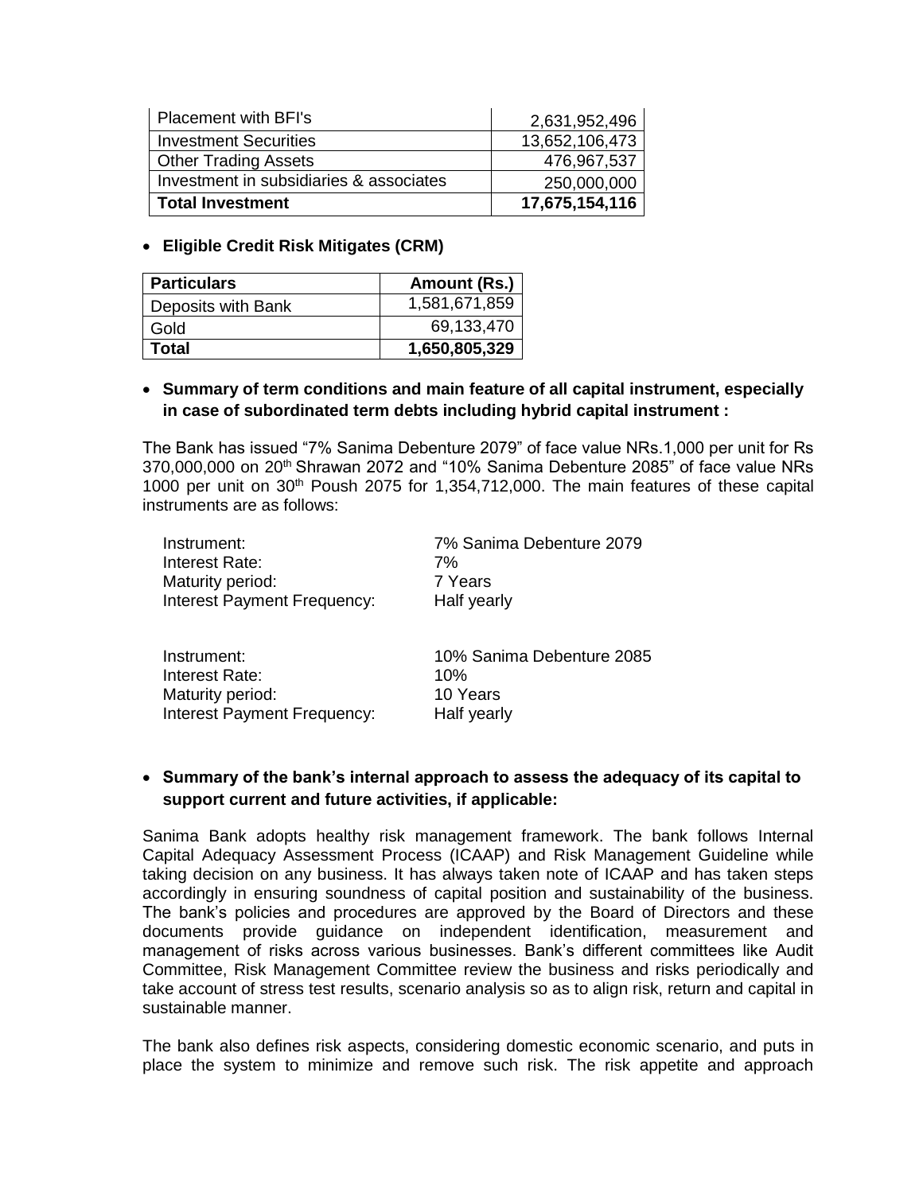| Placement with BFI's | 2,631,952,496 |
|---|---|
| Investment Securities | 13,652,106,473 |
| Other Trading Assets | 476,967,537 |
| Investment in subsidiaries & associates | 250,000,000 |
| **Total Investment** | **17,675,154,116** |

- **Eligible Credit Risk Mitigates (CRM)**

| Particulars | Amount (Rs.) |
|---|---|
| Deposits with Bank | 1,581,671,859 |
| Gold | 69,133,470 |
| **Total** | **1,650,805,329** |

- **Summary of term conditions and main feature of all capital instrument, especially in case of subordinated term debts including hybrid capital instrument :**

The Bank has issued "7% Sanima Debenture 2079" of face value NRs.1,000 per unit for Rs 370,000,000 on 20th Shrawan 2072 and "10% Sanima Debenture 2085" of face value NRs 1000 per unit on 30th Poush 2075 for 1,354,712,000. The main features of these capital instruments are as follows:

Instrument: 7% Sanima Debenture 2079
Interest Rate: 7%
Maturity period: 7 Years
Interest Payment Frequency: Half yearly

Instrument: 10% Sanima Debenture 2085
Interest Rate: 10%
Maturity period: 10 Years
Interest Payment Frequency: Half yearly

- **Summary of the bank's internal approach to assess the adequacy of its capital to support current and future activities, if applicable:**

Sanima Bank adopts healthy risk management framework. The bank follows Internal Capital Adequacy Assessment Process (ICAAP) and Risk Management Guideline while taking decision on any business. It has always taken note of ICAAP and has taken steps accordingly in ensuring soundness of capital position and sustainability of the business. The bank's policies and procedures are approved by the Board of Directors and these documents provide guidance on independent identification, measurement and management of risks across various businesses. Bank's different committees like Audit Committee, Risk Management Committee review the business and risks periodically and take account of stress test results, scenario analysis so as to align risk, return and capital in sustainable manner.

The bank also defines risk aspects, considering domestic economic scenario, and puts in place the system to minimize and remove such risk. The risk appetite and approach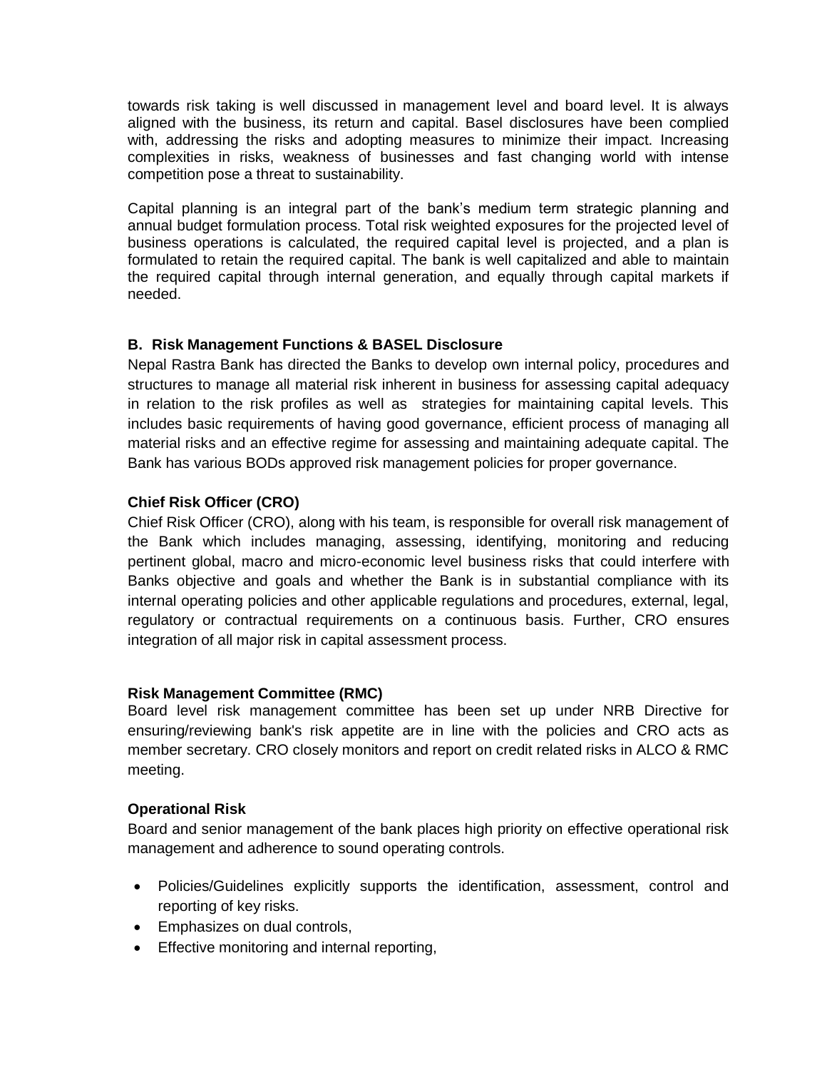towards risk taking is well discussed in management level and board level. It is always aligned with the business, its return and capital. Basel disclosures have been complied with, addressing the risks and adopting measures to minimize their impact. Increasing complexities in risks, weakness of businesses and fast changing world with intense competition pose a threat to sustainability.

Capital planning is an integral part of the bank's medium term strategic planning and annual budget formulation process. Total risk weighted exposures for the projected level of business operations is calculated, the required capital level is projected, and a plan is formulated to retain the required capital. The bank is well capitalized and able to maintain the required capital through internal generation, and equally through capital markets if needed.

### B. Risk Management Functions & BASEL Disclosure

Nepal Rastra Bank has directed the Banks to develop own internal policy, procedures and structures to manage all material risk inherent in business for assessing capital adequacy in relation to the risk profiles as well as strategies for maintaining capital levels. This includes basic requirements of having good governance, efficient process of managing all material risks and an effective regime for assessing and maintaining adequate capital. The Bank has various BODs approved risk management policies for proper governance.

**Chief Risk Officer (CRO)**

Chief Risk Officer (CRO), along with his team, is responsible for overall risk management of the Bank which includes managing, assessing, identifying, monitoring and reducing pertinent global, macro and micro-economic level business risks that could interfere with Banks objective and goals and whether the Bank is in substantial compliance with its internal operating policies and other applicable regulations and procedures, external, legal, regulatory or contractual requirements on a continuous basis. Further, CRO ensures integration of all major risk in capital assessment process.

**Risk Management Committee (RMC)**

Board level risk management committee has been set up under NRB Directive for ensuring/reviewing bank's risk appetite are in line with the policies and CRO acts as member secretary. CRO closely monitors and report on credit related risks in ALCO & RMC meeting.

**Operational Risk**

Board and senior management of the bank places high priority on effective operational risk management and adherence to sound operating controls.

- Policies/Guidelines explicitly supports the identification, assessment, control and reporting of key risks.
- Emphasizes on dual controls,
- Effective monitoring and internal reporting,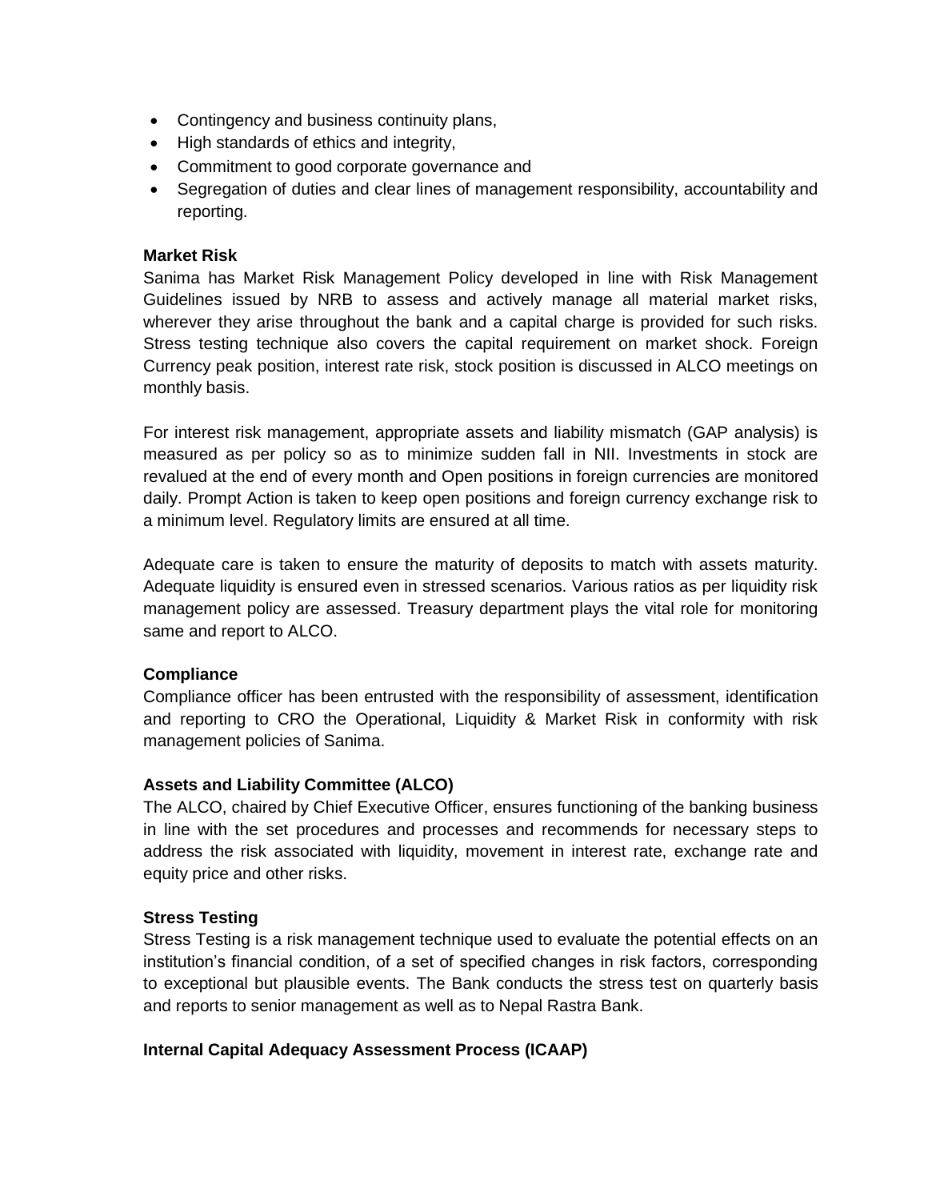- Contingency and business continuity plans,
- High standards of ethics and integrity,
- Commitment to good corporate governance and
- Segregation of duties and clear lines of management responsibility, accountability and reporting.

**Market Risk**

Sanima has Market Risk Management Policy developed in line with Risk Management Guidelines issued by NRB to assess and actively manage all material market risks, wherever they arise throughout the bank and a capital charge is provided for such risks. Stress testing technique also covers the capital requirement on market shock. Foreign Currency peak position, interest rate risk, stock position is discussed in ALCO meetings on monthly basis.

For interest risk management, appropriate assets and liability mismatch (GAP analysis) is measured as per policy so as to minimize sudden fall in NII. Investments in stock are revalued at the end of every month and Open positions in foreign currencies are monitored daily. Prompt Action is taken to keep open positions and foreign currency exchange risk to a minimum level. Regulatory limits are ensured at all time.

Adequate care is taken to ensure the maturity of deposits to match with assets maturity. Adequate liquidity is ensured even in stressed scenarios. Various ratios as per liquidity risk management policy are assessed. Treasury department plays the vital role for monitoring same and report to ALCO.

**Compliance**

Compliance officer has been entrusted with the responsibility of assessment, identification and reporting to CRO the Operational, Liquidity & Market Risk in conformity with risk management policies of Sanima.

**Assets and Liability Committee (ALCO)**

The ALCO, chaired by Chief Executive Officer, ensures functioning of the banking business in line with the set procedures and processes and recommends for necessary steps to address the risk associated with liquidity, movement in interest rate, exchange rate and equity price and other risks.

**Stress Testing**

Stress Testing is a risk management technique used to evaluate the potential effects on an institution's financial condition, of a set of specified changes in risk factors, corresponding to exceptional but plausible events. The Bank conducts the stress test on quarterly basis and reports to senior management as well as to Nepal Rastra Bank.

**Internal Capital Adequacy Assessment Process (ICAAP)**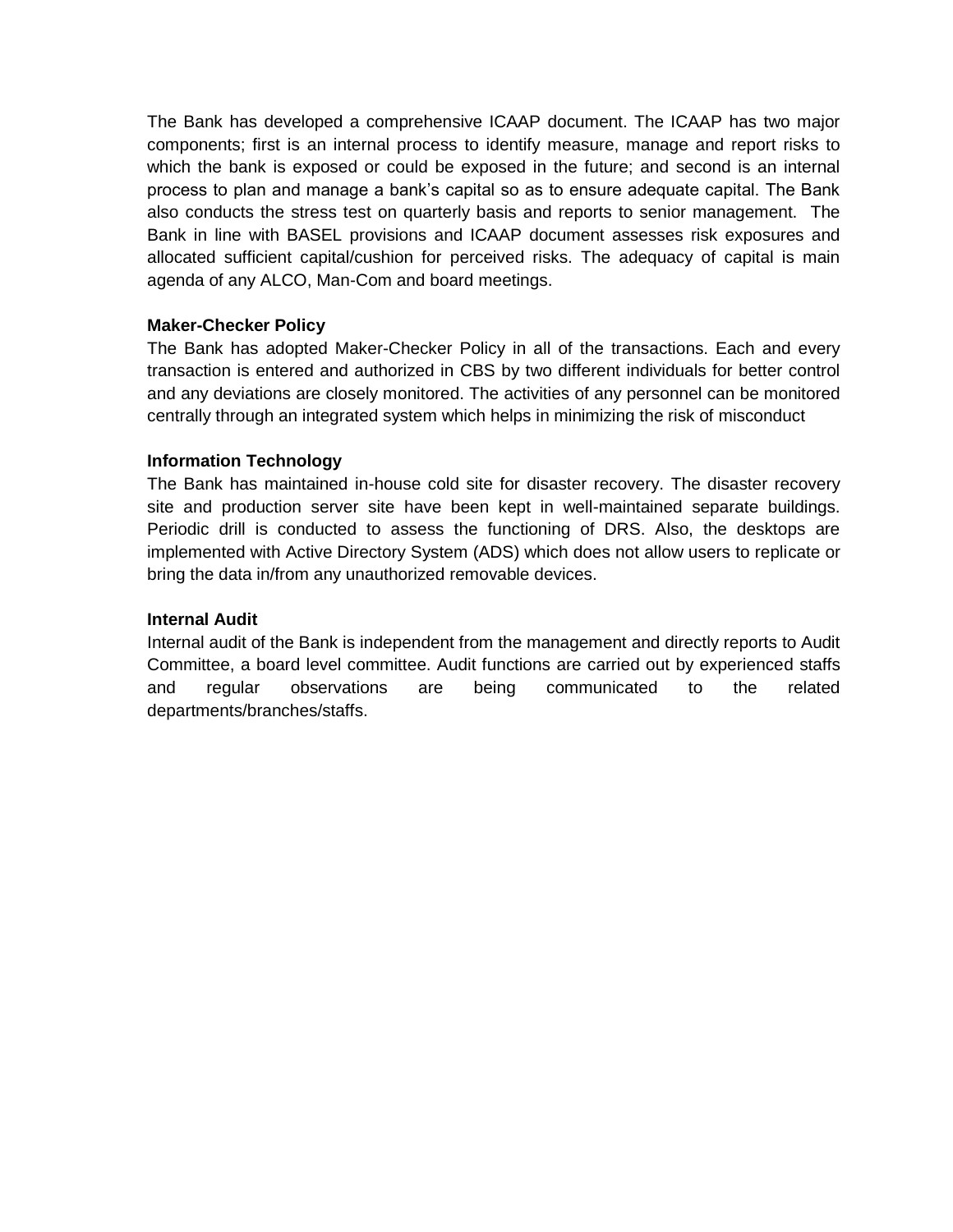The Bank has developed a comprehensive ICAAP document. The ICAAP has two major components; first is an internal process to identify measure, manage and report risks to which the bank is exposed or could be exposed in the future; and second is an internal process to plan and manage a bank's capital so as to ensure adequate capital. The Bank also conducts the stress test on quarterly basis and reports to senior management. The Bank in line with BASEL provisions and ICAAP document assesses risk exposures and allocated sufficient capital/cushion for perceived risks. The adequacy of capital is main agenda of any ALCO, Man-Com and board meetings.

**Maker-Checker Policy**

The Bank has adopted Maker-Checker Policy in all of the transactions. Each and every transaction is entered and authorized in CBS by two different individuals for better control and any deviations are closely monitored. The activities of any personnel can be monitored centrally through an integrated system which helps in minimizing the risk of misconduct

**Information Technology**

The Bank has maintained in-house cold site for disaster recovery. The disaster recovery site and production server site have been kept in well-maintained separate buildings. Periodic drill is conducted to assess the functioning of DRS. Also, the desktops are implemented with Active Directory System (ADS) which does not allow users to replicate or bring the data in/from any unauthorized removable devices.

**Internal Audit**

Internal audit of the Bank is independent from the management and directly reports to Audit Committee, a board level committee. Audit functions are carried out by experienced staffs and regular observations are being communicated to the related departments/branches/staffs.